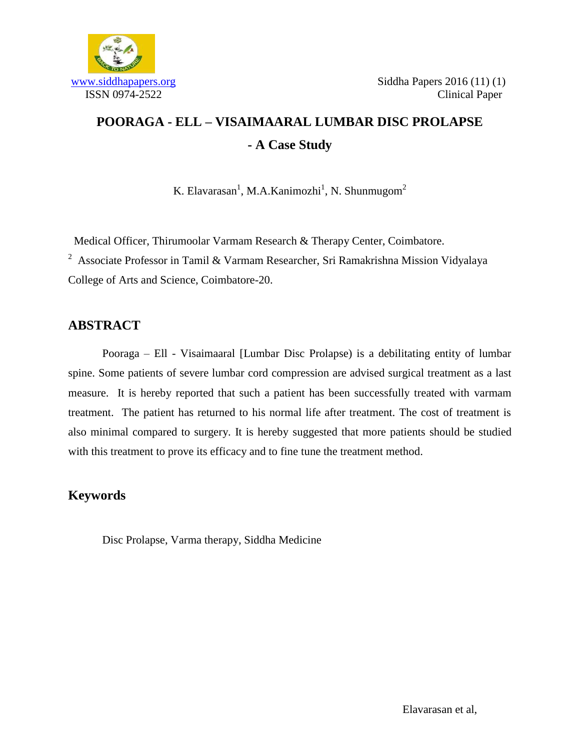www.siddhapapers.org
ISSN 0974-2522

Siddha Papers 2016 (11) (1)
Clinical Paper

# POORAGA - ELL – VISAIMAARAL LUMBAR DISC PROLAPSE - A Case Study

K. Elavarasan[1], M.A.Kanimozhi[1], N. Shunmugom[2]

Medical Officer, Thirumoolar Varmam Research & Therapy Center, Coimbatore.

[2] Associate Professor in Tamil & Varmam Researcher, Sri Ramakrishna Mission Vidyalaya College of Arts and Science, Coimbatore-20.

## ABSTRACT

Pooraga – Ell - Visaimaaral [Lumbar Disc Prolapse) is a debilitating entity of lumbar spine. Some patients of severe lumbar cord compression are advised surgical treatment as a last measure. It is hereby reported that such a patient has been successfully treated with varmam treatment. The patient has returned to his normal life after treatment. The cost of treatment is also minimal compared to surgery. It is hereby suggested that more patients should be studied with this treatment to prove its efficacy and to fine tune the treatment method.

## Keywords

Disc Prolapse, Varma therapy, Siddha Medicine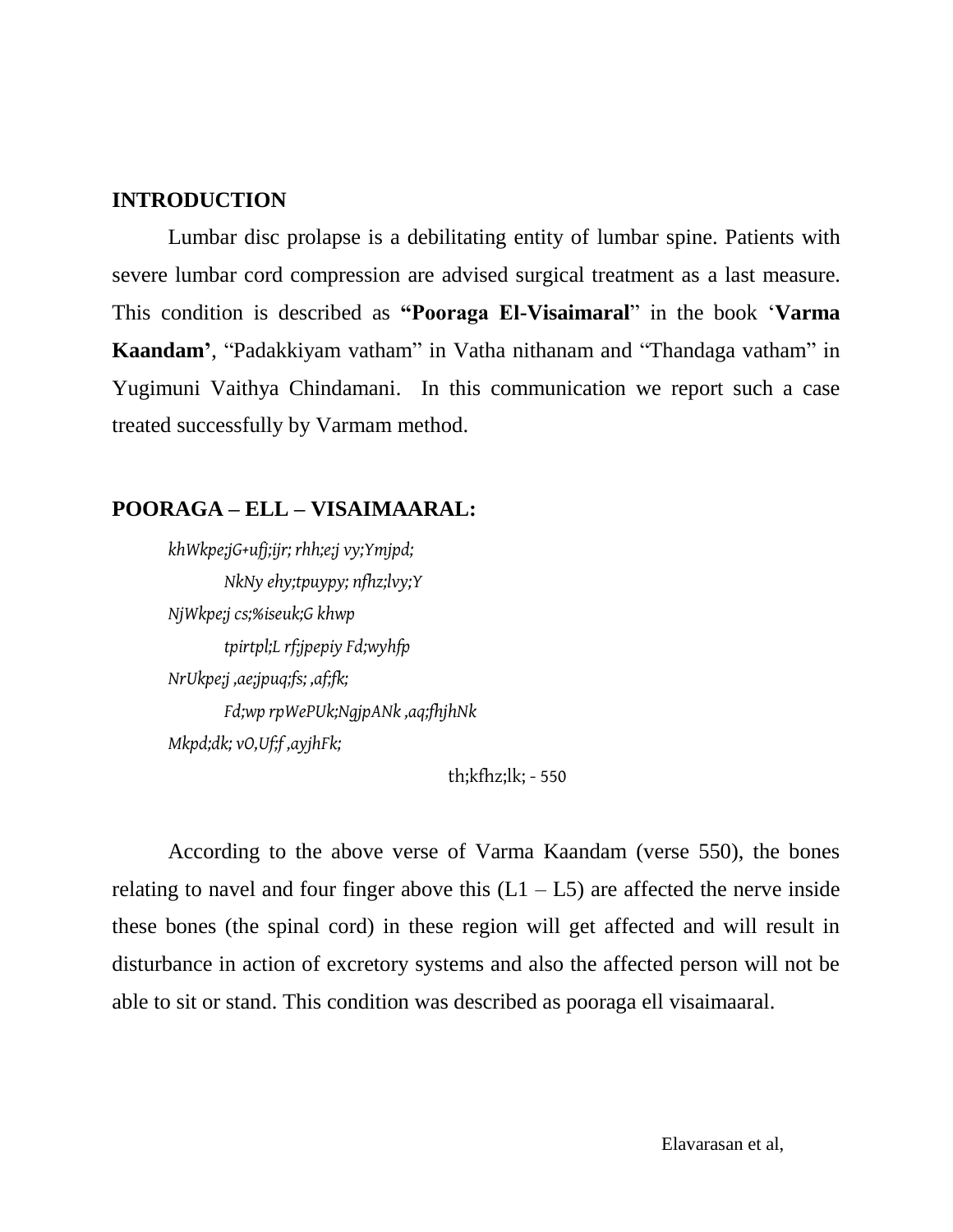## INTRODUCTION

Lumbar disc prolapse is a debilitating entity of lumbar spine. Patients with severe lumbar cord compression are advised surgical treatment as a last measure. This condition is described as **"Pooraga El-Visaimaral"** in the book '**Varma Kaandam'**, "Padakkiyam vatham" in Vatha nithanam and "Thandaga vatham" in Yugimuni Vaithya Chindamani. In this communication we report such a case treated successfully by Varmam method.

## POORAGA – ELL – VISAIMAARAL:

*khWkpe;jG+ufj;ijr; rhh;e;j vy;Ymjpd;*
*NkNy ehy;tpuypy; nfhz;lvy;Y*
*NjWkpe;j cs;%iseuk;G khwp*
*tpirtpl;L rf;jpepiy Fd;wyhfp*
*NrUkpe;j ,ae;jpuq;fs; ,af;fk;*
*Fd;wp rpWePUk;NgjpANk ,aq;fhjhNk*
*Mkpd;dk; vO,Uf;f ,ayjhFk;*

th;kfhz;lk; - 550

According to the above verse of Varma Kaandam (verse 550), the bones relating to navel and four finger above this (L1 – L5) are affected the nerve inside these bones (the spinal cord) in these region will get affected and will result in disturbance in action of excretory systems and also the affected person will not be able to sit or stand. This condition was described as pooraga ell visaimaaral.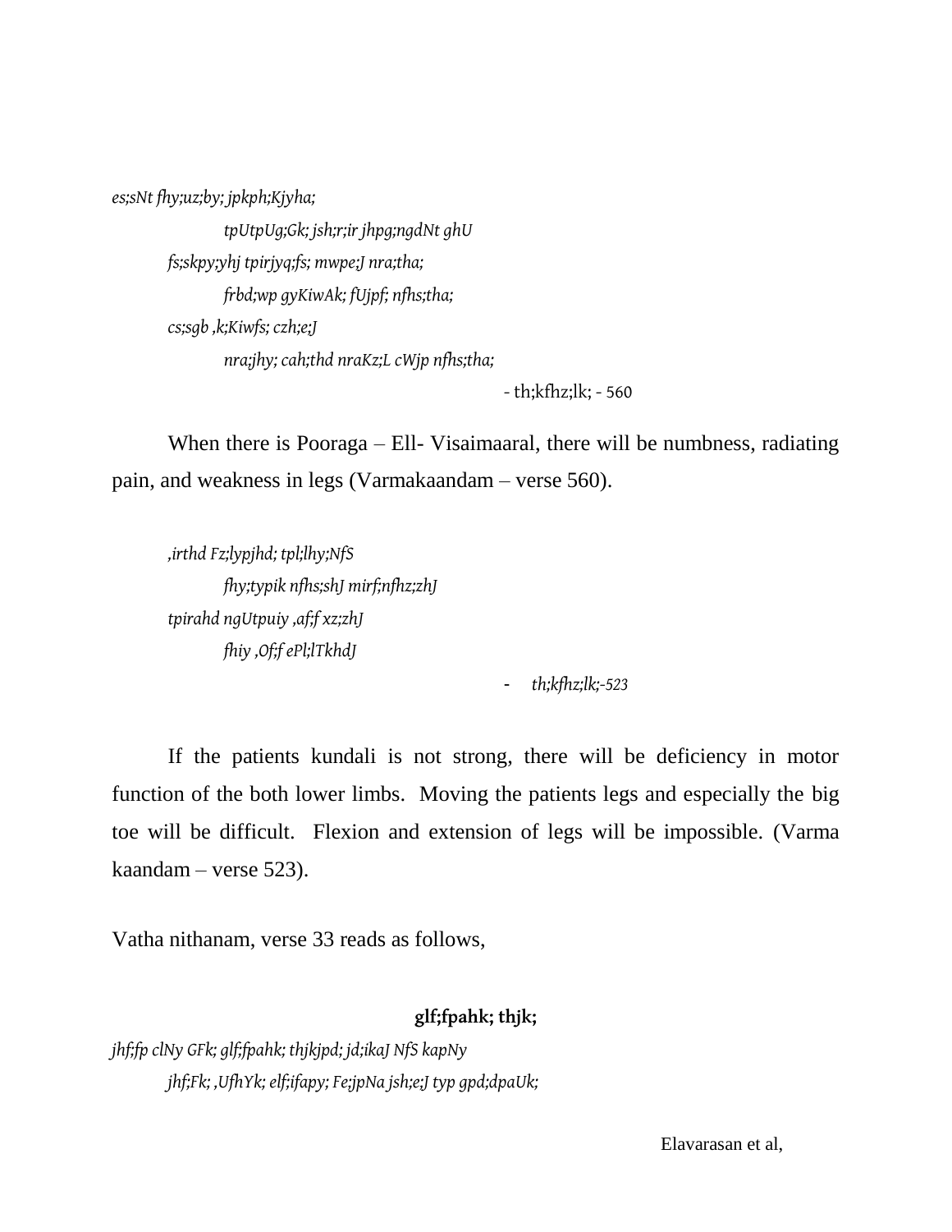*es;sNt fhy;uz;by; jpkph;Kjyha;*

*tpUtpUg;Gk; jsh;r;ir jhpg;ngdNt ghU*

*fs;skpy;yhj tpirjyq;fs; mwpe;J nra;tha;*

*frbd;wp gyKiwAk; fUjpf; nfhs;tha;*

*cs;sgb ,k;Kiwfs; czh;e;J*

*nra;jhy; cah;thd nraKz;L cWjp nfhs;tha;*

- th;kfhz;lk; - 560

When there is Pooraga – Ell- Visaimaaral, there will be numbness, radiating pain, and weakness in legs (Varmakaandam – verse 560).

*,irthd Fz;lypjhd; tpl;lhy;NfS*

*fhy;typik nfhs;shJ mirf;nfhz;zhJ*

*tpirahd ngUtpuiy ,af;f xz;zhJ*

*fhiy ,Of;f ePl;lTkhdJ*

- *th;kfhz;lk;-523*

If the patients kundali is not strong, there will be deficiency in motor function of the both lower limbs. Moving the patients legs and especially the big toe will be difficult. Flexion and extension of legs will be impossible. (Varma kaandam – verse 523).

Vatha nithanam, verse 33 reads as follows,

**glf;fpahk; thjk;**

*jhf;fp clNy GFk; glf;fpahk; thjkjpd; jd;ikaJ NfS kapNy*

*jhf;Fk; ,UfhYk; elf;ifapy; Fe;jpNa jsh;e;J typ gpd;dpaUk;*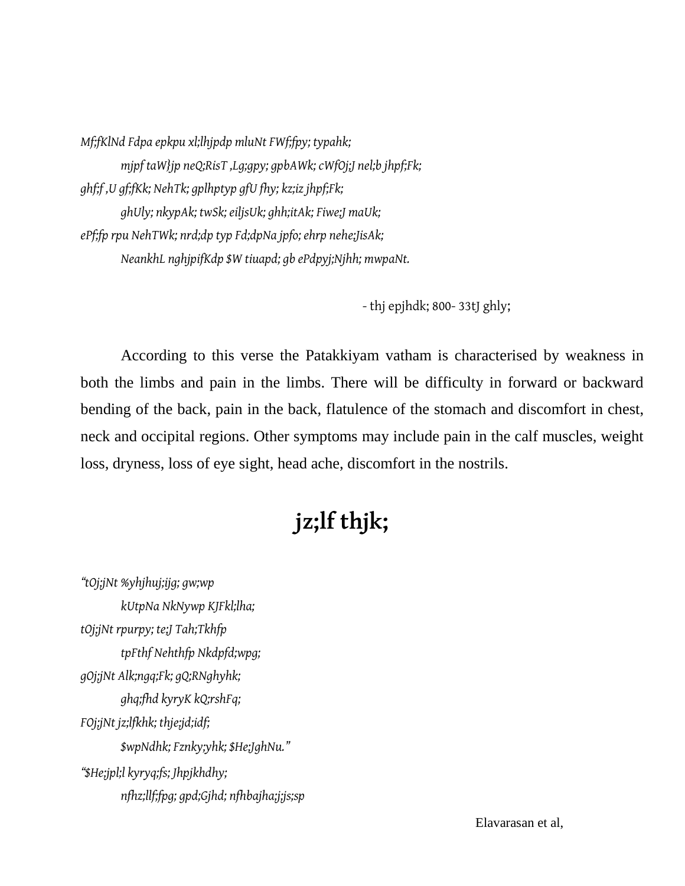*Mf;fKlNd Fdpa epkpu xl;lhjpdp mluNt FWf;fpy; typahk;*

*mjpf taW}jp neQ;RisT ,Lg;gpy; gpbAWk; cWfOj;J nel;b jhpf;Fk;*

*ghf;f ,U gf;fKk; NehTk; gplhptyp gfU fhy; kz;iz jhpf;Fk;*

*ghUly; nkypAk; twSk; eiljsUk; ghh;itAk; Fiwe;J maUk;*

*ePf;fp rpu NehTWk; nrd;dp typ Fd;dpNa jpfo; ehrp nehe;JisAk;*

*NeankhL nghjpifKdp $W tiuapd; gb ePdpyj;Njhh; mwpaNt.*

- thj epjhdk; 800- 33tJ ghly;

According to this verse the Patakkiyam vatham is characterised by weakness in both the limbs and pain in the limbs. There will be difficulty in forward or backward bending of the back, pain in the back, flatulence of the stomach and discomfort in chest, neck and occipital regions. Other symptoms may include pain in the calf muscles, weight loss, dryness, loss of eye sight, head ache, discomfort in the nostrils.

## jz;lf thjk;

*"tOj;jNt %yhjhuj;ijg; gw;wp*

*kUtpNa NkNywp KJFkl;lha;*

*tOj;jNt rpurpy; te;J Tah;Tkhfp*

*tpFthf Nehthfp Nkdpfd;wpg;*

*gOj;jNt Alk;ngq;Fk; gQ;RNghyhk;*

*ghq;fhd kyryK kQ;rshFq;*

*FOj;jNt jz;lfkhk; thje;jd;idf;*

*$wpNdhk; Fznky;yhk; $He;JghNu."*

*"$He;jpl;l kyryq;fs; Jhpjkhdhy;*

*nfhz;llf;fpg; gpd;Gjhd; nfhbajha;j;js;sp*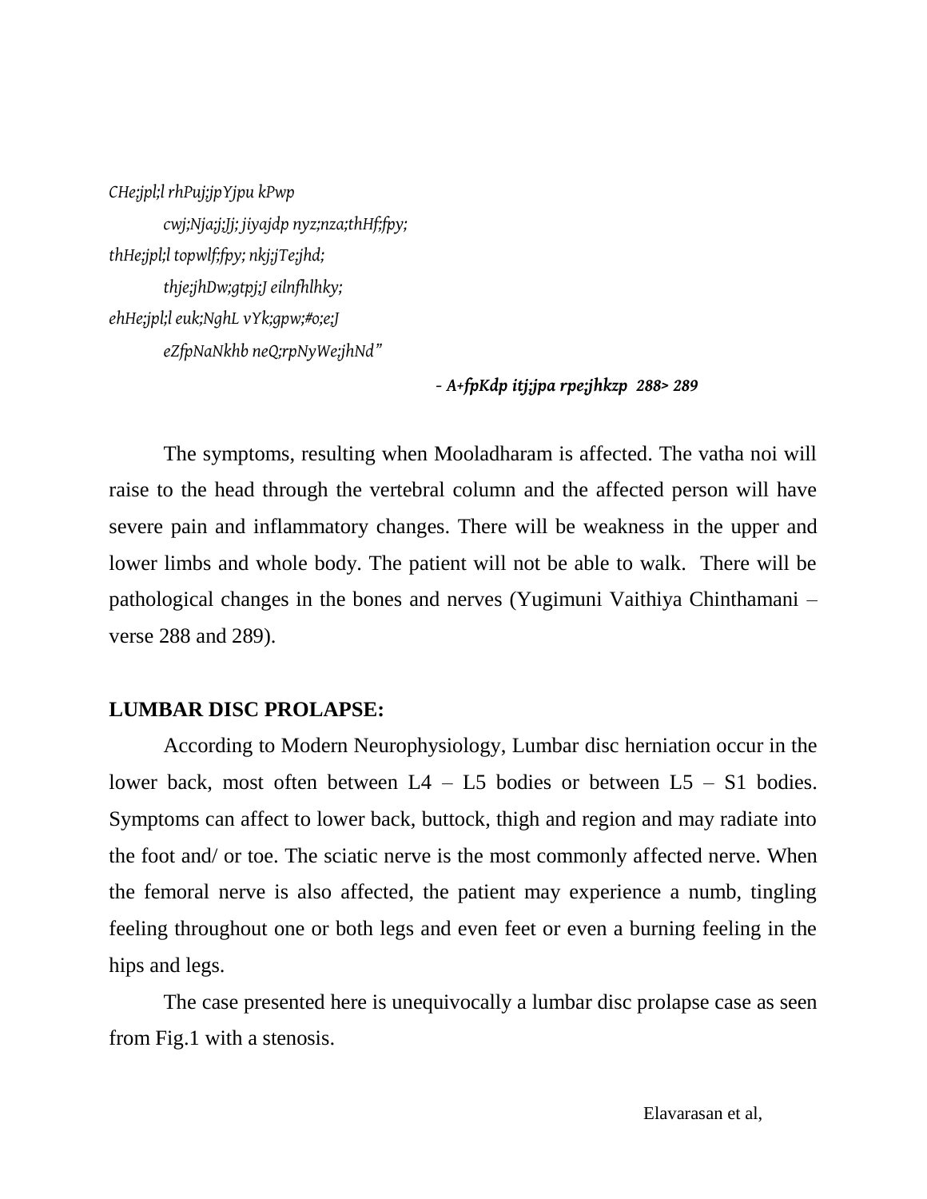*CHe;jpl;l rhPuj;jpYjpu kPwp*

*cwj;Nja;j;Jj; jiyajdp nyz;nza;thHf;fpy;*

*thHe;jpl;l topwlf;fpy; nkj;jTe;jhd;*

*thje;jhDw;gtpj;J eilnfhlhky;*

*ehHe;jpl;l euk;NghL vYk;gpw;#o;e;J*

*eZfpNaNkhb neQ;rpNyWe;jhNd"*

*- A+fpKdp itj;jpa rpe;jhkzp 288> 289*

The symptoms, resulting when Mooladharam is affected. The vatha noi will raise to the head through the vertebral column and the affected person will have severe pain and inflammatory changes. There will be weakness in the upper and lower limbs and whole body. The patient will not be able to walk. There will be pathological changes in the bones and nerves (Yugimuni Vaithiya Chinthamani – verse 288 and 289).

## LUMBAR DISC PROLAPSE:

According to Modern Neurophysiology, Lumbar disc herniation occur in the lower back, most often between L4 – L5 bodies or between L5 – S1 bodies. Symptoms can affect to lower back, buttock, thigh and region and may radiate into the foot and/ or toe. The sciatic nerve is the most commonly affected nerve. When the femoral nerve is also affected, the patient may experience a numb, tingling feeling throughout one or both legs and even feet or even a burning feeling in the hips and legs.

The case presented here is unequivocally a lumbar disc prolapse case as seen from Fig.1 with a stenosis.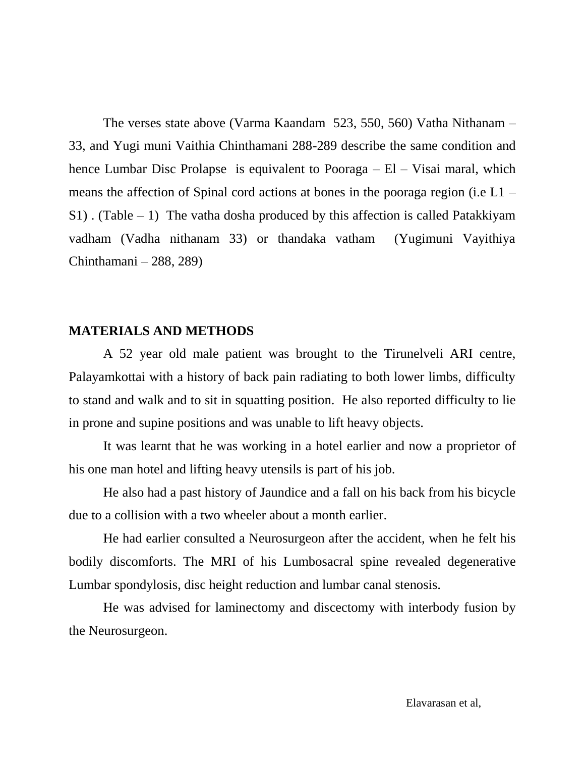The verses state above (Varma Kaandam 523, 550, 560) Vatha Nithanam – 33, and Yugi muni Vaithia Chinthamani 288-289 describe the same condition and hence Lumbar Disc Prolapse is equivalent to Pooraga – El – Visai maral, which means the affection of Spinal cord actions at bones in the pooraga region (i.e L1 – S1) . (Table – 1) The vatha dosha produced by this affection is called Patakkiyam vadham (Vadha nithanam 33) or thandaka vatham (Yugimuni Vayithiya Chinthamani – 288, 289)

## MATERIALS AND METHODS

A 52 year old male patient was brought to the Tirunelveli ARI centre, Palayamkottai with a history of back pain radiating to both lower limbs, difficulty to stand and walk and to sit in squatting position. He also reported difficulty to lie in prone and supine positions and was unable to lift heavy objects.

It was learnt that he was working in a hotel earlier and now a proprietor of his one man hotel and lifting heavy utensils is part of his job.

He also had a past history of Jaundice and a fall on his back from his bicycle due to a collision with a two wheeler about a month earlier.

He had earlier consulted a Neurosurgeon after the accident, when he felt his bodily discomforts. The MRI of his Lumbosacral spine revealed degenerative Lumbar spondylosis, disc height reduction and lumbar canal stenosis.

He was advised for laminectomy and discectomy with interbody fusion by the Neurosurgeon.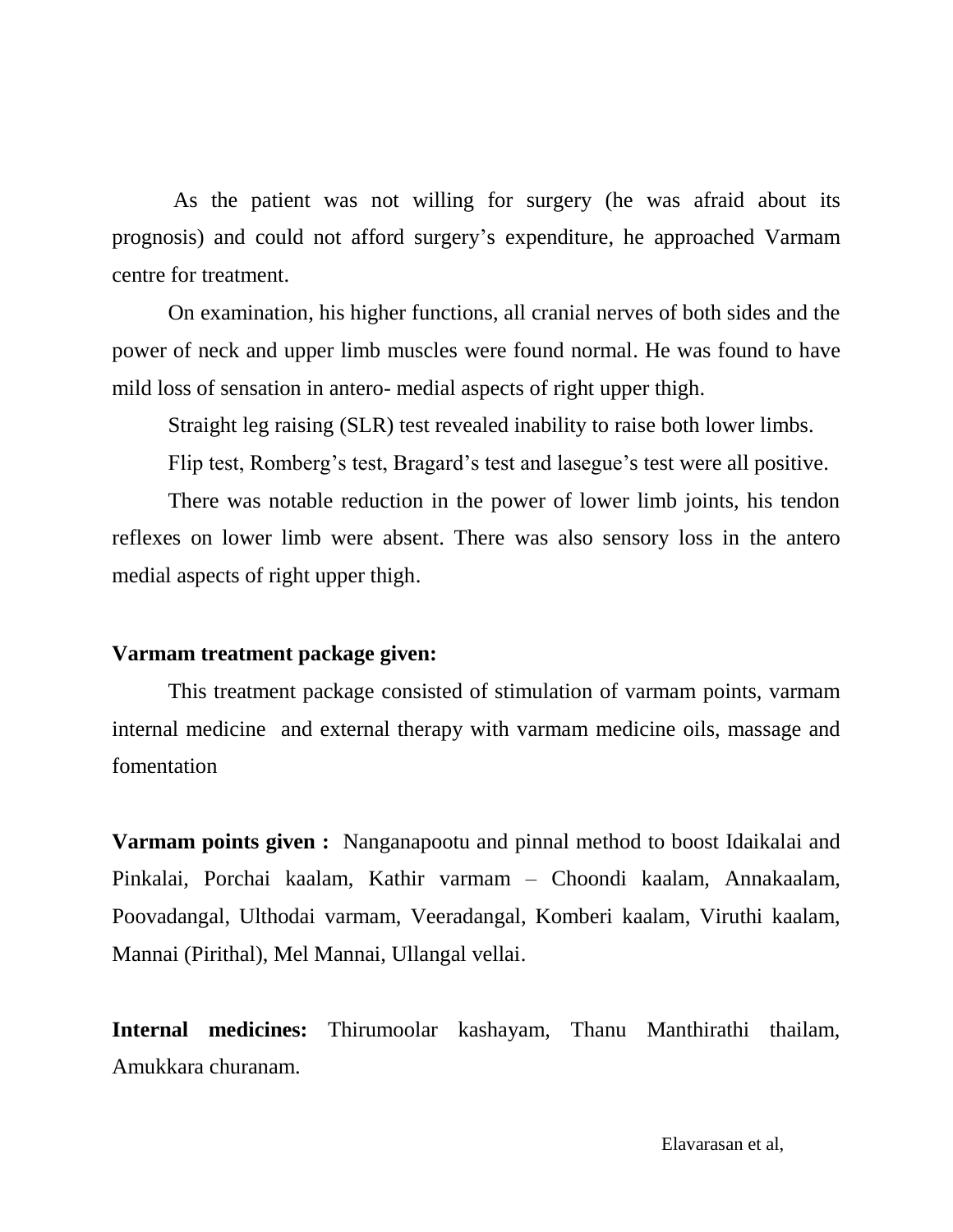As the patient was not willing for surgery (he was afraid about its prognosis) and could not afford surgery's expenditure, he approached Varmam centre for treatment.

On examination, his higher functions, all cranial nerves of both sides and the power of neck and upper limb muscles were found normal. He was found to have mild loss of sensation in antero- medial aspects of right upper thigh.

Straight leg raising (SLR) test revealed inability to raise both lower limbs.

Flip test, Romberg's test, Bragard's test and lasegue's test were all positive.

There was notable reduction in the power of lower limb joints, his tendon reflexes on lower limb were absent. There was also sensory loss in the antero medial aspects of right upper thigh.

**Varmam treatment package given:**

This treatment package consisted of stimulation of varmam points, varmam internal medicine and external therapy with varmam medicine oils, massage and fomentation

**Varmam points given :** Nanganapootu and pinnal method to boost Idaikalai and Pinkalai, Porchai kaalam, Kathir varmam – Choondi kaalam, Annakaalam, Poovadangal, Ulthodai varmam, Veeradangal, Komberi kaalam, Viruthi kaalam, Mannai (Pirithal), Mel Mannai, Ullangal vellai.

**Internal medicines:** Thirumoolar kashayam, Thanu Manthirathi thailam, Amukkara churanam.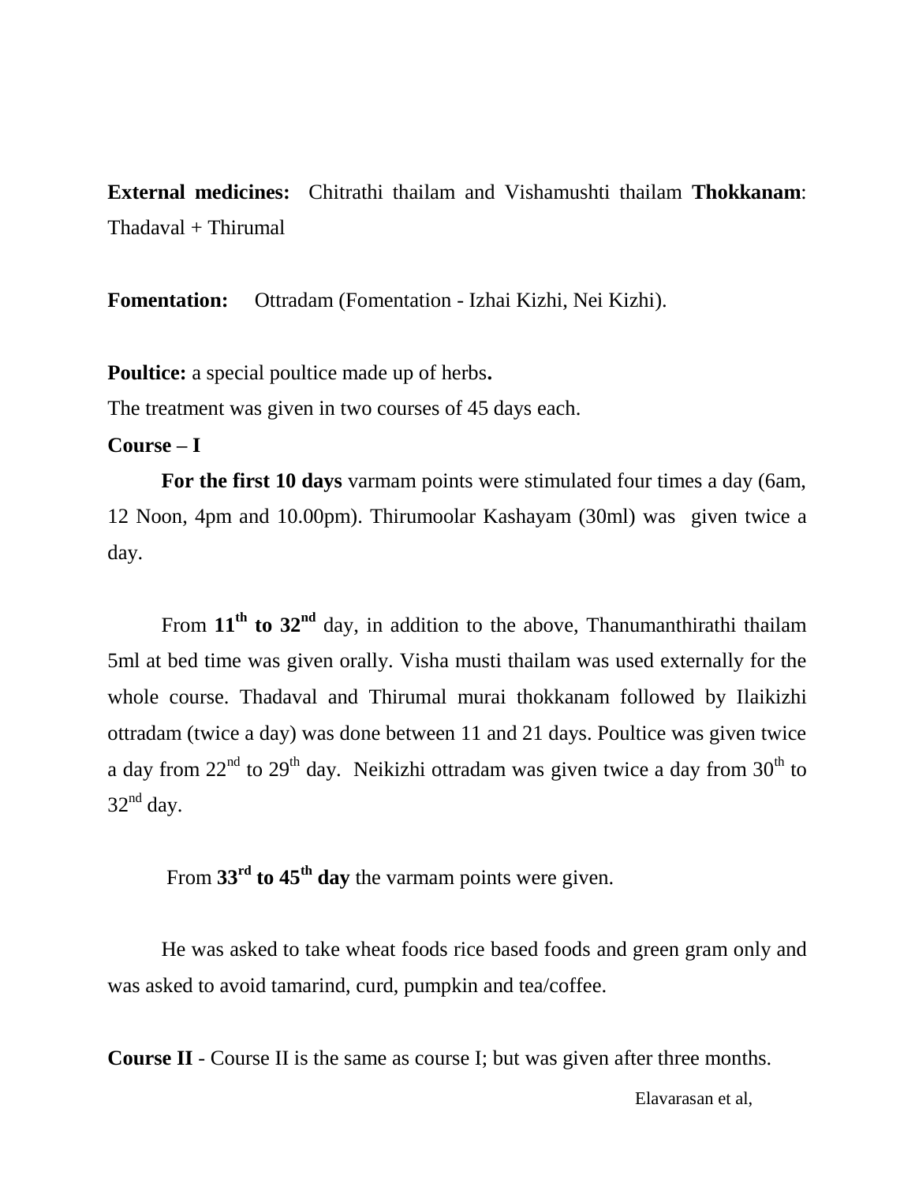**External medicines:** Chitrathi thailam and Vishamushti thailam **Thokkanam**: Thadaval + Thirumal

**Fomentation:** Ottradam (Fomentation - Izhai Kizhi, Nei Kizhi).

**Poultice:** a special poultice made up of herbs**.**

The treatment was given in two courses of 45 days each.

**Course – I**

**For the first 10 days** varmam points were stimulated four times a day (6am, 12 Noon, 4pm and 10.00pm). Thirumoolar Kashayam (30ml) was given twice a day.

From **11th to 32nd** day, in addition to the above, Thanumanthirathi thailam 5ml at bed time was given orally. Visha musti thailam was used externally for the whole course. Thadaval and Thirumal murai thokkanam followed by Ilaikizhi ottradam (twice a day) was done between 11 and 21 days. Poultice was given twice a day from 22nd to 29th day. Neikizhi ottradam was given twice a day from 30th to 32nd day.

From **33rd to 45th day** the varmam points were given.

He was asked to take wheat foods rice based foods and green gram only and was asked to avoid tamarind, curd, pumpkin and tea/coffee.

**Course II** - Course II is the same as course I; but was given after three months.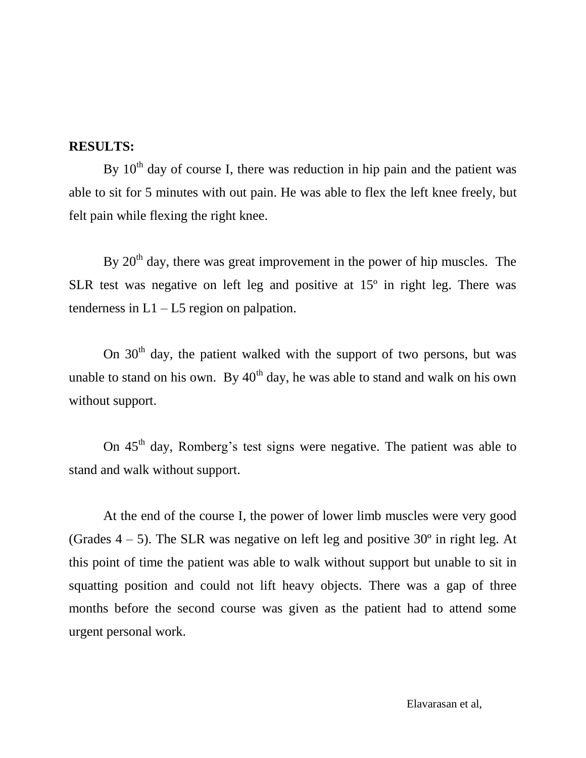**RESULTS:**

By $10^{th}$ day of course I, there was reduction in hip pain and the patient was able to sit for 5 minutes with out pain. He was able to flex the left knee freely, but felt pain while flexing the right knee.

By $20^{th}$ day, there was great improvement in the power of hip muscles. The SLR test was negative on left leg and positive at 15º in right leg. There was tenderness in L1 – L5 region on palpation.

On $30^{th}$ day, the patient walked with the support of two persons, but was unable to stand on his own. By $40^{th}$ day, he was able to stand and walk on his own without support.

On $45^{th}$ day, Romberg's test signs were negative. The patient was able to stand and walk without support.

At the end of the course I, the power of lower limb muscles were very good (Grades 4 – 5). The SLR was negative on left leg and positive 30º in right leg. At this point of time the patient was able to walk without support but unable to sit in squatting position and could not lift heavy objects. There was a gap of three months before the second course was given as the patient had to attend some urgent personal work.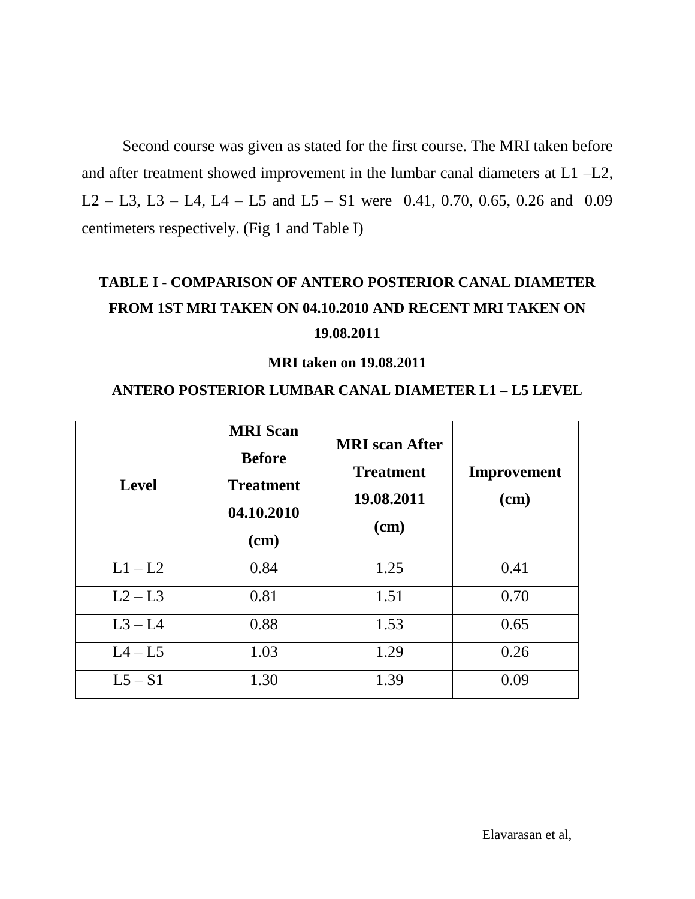Second course was given as stated for the first course. The MRI taken before and after treatment showed improvement in the lumbar canal diameters at L1 –L2, L2 – L3, L3 – L4, L4 – L5 and L5 – S1 were 0.41, 0.70, 0.65, 0.26 and 0.09 centimeters respectively. (Fig 1 and Table I)

**TABLE I - COMPARISON OF ANTERO POSTERIOR CANAL DIAMETER FROM 1ST MRI TAKEN ON 04.10.2010 AND RECENT MRI TAKEN ON 19.08.2011**

**MRI taken on 19.08.2011**

**ANTERO POSTERIOR LUMBAR CANAL DIAMETER L1 – L5 LEVEL**

| Level | MRI Scan Before Treatment 04.10.2010 (cm) | MRI scan After Treatment 19.08.2011 (cm) | Improvement (cm) |
|---|---|---|---|
| L1 – L2 | 0.84 | 1.25 | 0.41 |
| L2 – L3 | 0.81 | 1.51 | 0.70 |
| L3 – L4 | 0.88 | 1.53 | 0.65 |
| L4 – L5 | 1.03 | 1.29 | 0.26 |
| L5 – S1 | 1.30 | 1.39 | 0.09 |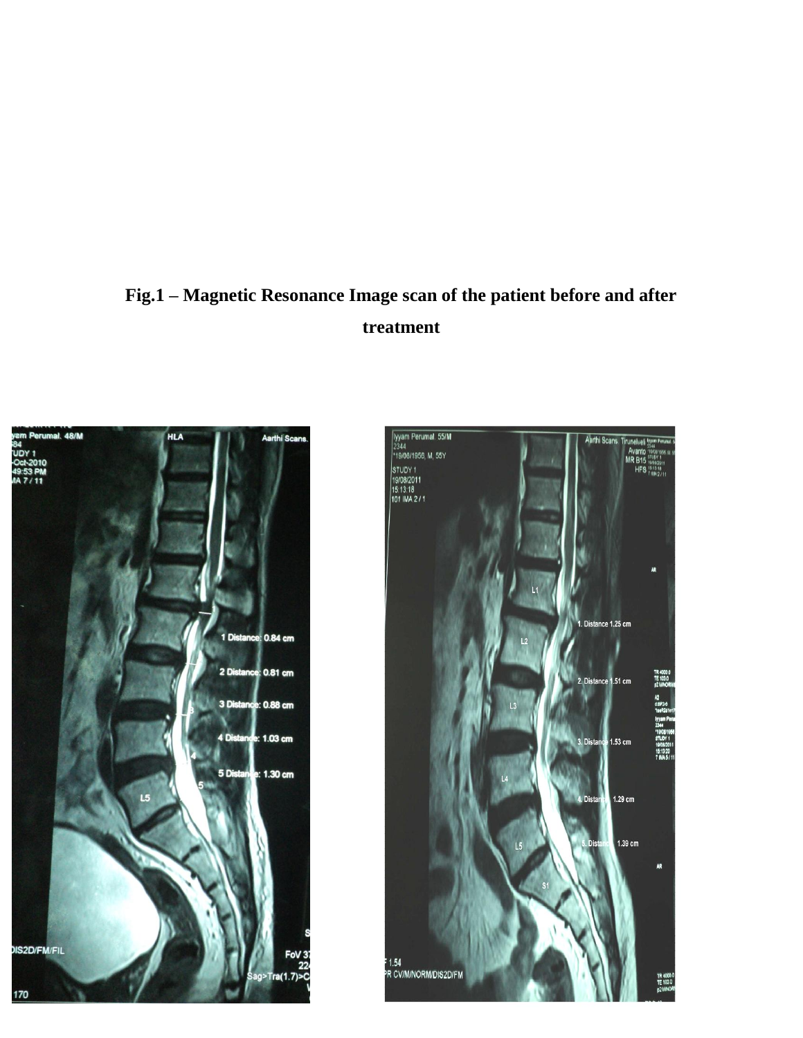**Fig.1 – Magnetic Resonance Image scan of the patient before and after treatment**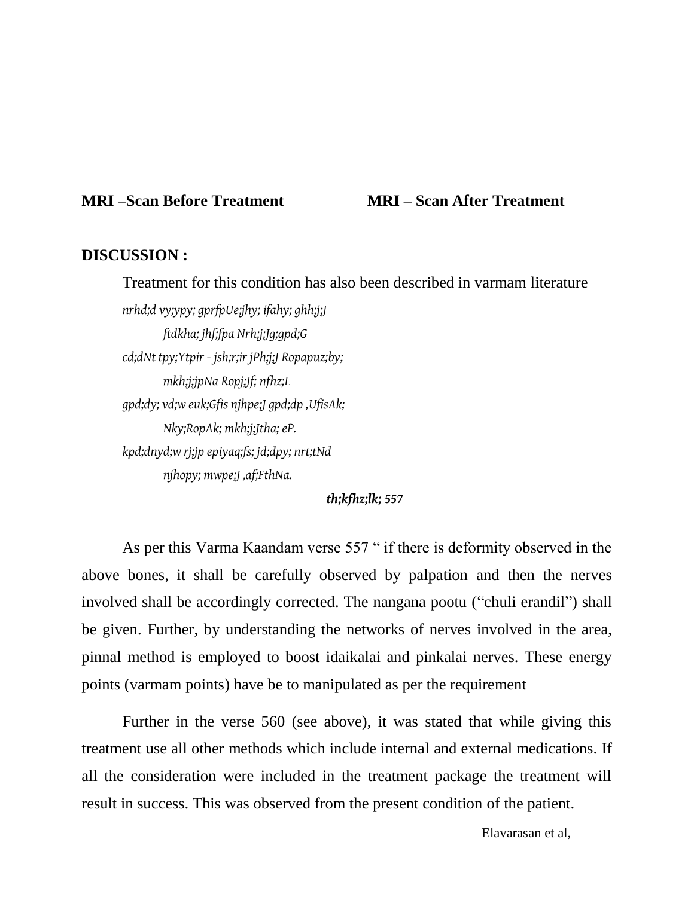**MRI –Scan Before Treatment** **MRI – Scan After Treatment**

## DISCUSSION :

Treatment for this condition has also been described in varmam literature

*nrhd;d vy;ypy; gprfpUe;jhy; ifahy; ghh;j;J*
*ftdkha; jhf;fpa Nrh;j;Jg;gpd;G*
*cd;dNt tpy;Ytpir - jsh;r;ir jPh;j;J Ropapuz;by;*
*mkh;j;jpNa Ropj;Jf; nfhz;L*
*gpd;dy; vd;w euk;Gfis njhpe;J gpd;dp ,UfisAk;*
*Nky;RopAk; mkh;j;Jtha; eP.*
*kpd;dnyd;w rj;jp epiyaq;fs; jd;dpy; nrt;tNd*
*njhopy; mwpe;J ,af;FthNa.*

***th;kfhz;lk; 557***

As per this Varma Kaandam verse 557 " if there is deformity observed in the above bones, it shall be carefully observed by palpation and then the nerves involved shall be accordingly corrected. The nangana pootu ("chuli erandil") shall be given. Further, by understanding the networks of nerves involved in the area, pinnal method is employed to boost idaikalai and pinkalai nerves. These energy points (varmam points) have be to manipulated as per the requirement

Further in the verse 560 (see above), it was stated that while giving this treatment use all other methods which include internal and external medications. If all the consideration were included in the treatment package the treatment will result in success. This was observed from the present condition of the patient.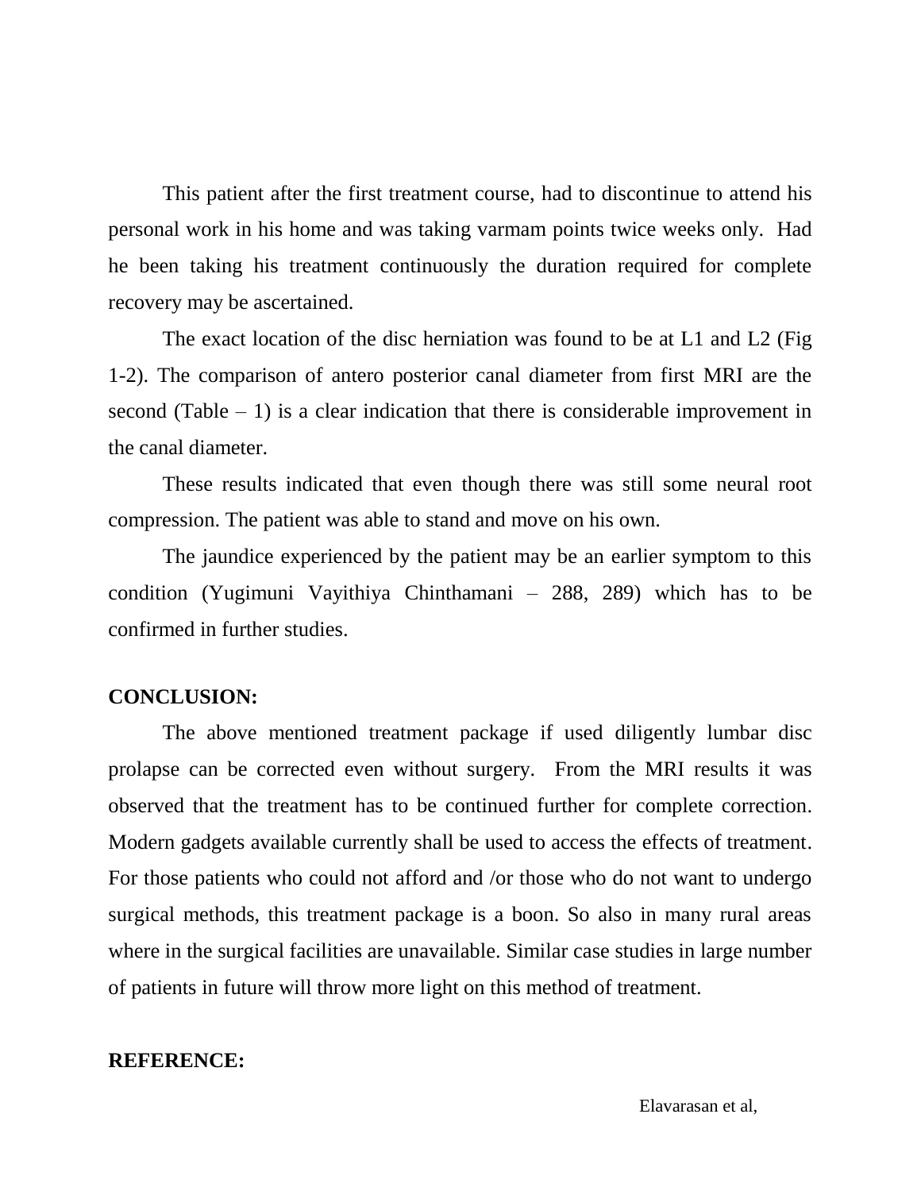This patient after the first treatment course, had to discontinue to attend his personal work in his home and was taking varmam points twice weeks only. Had he been taking his treatment continuously the duration required for complete recovery may be ascertained.

The exact location of the disc herniation was found to be at L1 and L2 (Fig 1-2). The comparison of antero posterior canal diameter from first MRI are the second (Table – 1) is a clear indication that there is considerable improvement in the canal diameter.

These results indicated that even though there was still some neural root compression. The patient was able to stand and move on his own.

The jaundice experienced by the patient may be an earlier symptom to this condition (Yugimuni Vayithiya Chinthamani – 288, 289) which has to be confirmed in further studies.

## CONCLUSION:

The above mentioned treatment package if used diligently lumbar disc prolapse can be corrected even without surgery. From the MRI results it was observed that the treatment has to be continued further for complete correction. Modern gadgets available currently shall be used to access the effects of treatment. For those patients who could not afford and /or those who do not want to undergo surgical methods, this treatment package is a boon. So also in many rural areas where in the surgical facilities are unavailable. Similar case studies in large number of patients in future will throw more light on this method of treatment.

## REFERENCE: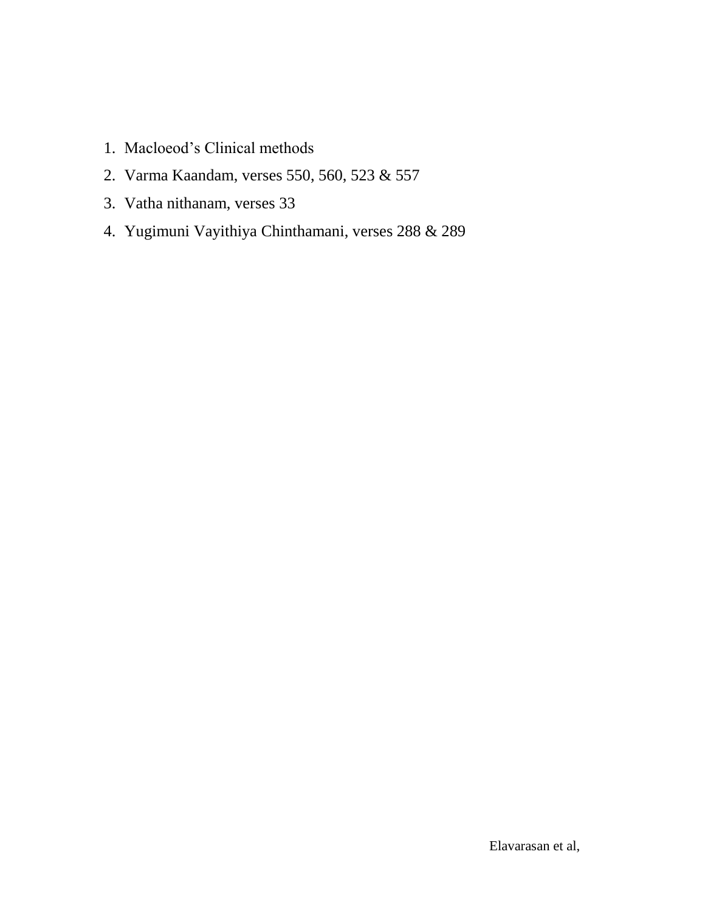1. Macloeod's Clinical methods
2. Varma Kaandam, verses 550, 560, 523 & 557
3. Vatha nithanam, verses 33
4. Yugimuni Vayithiya Chinthamani, verses 288 & 289